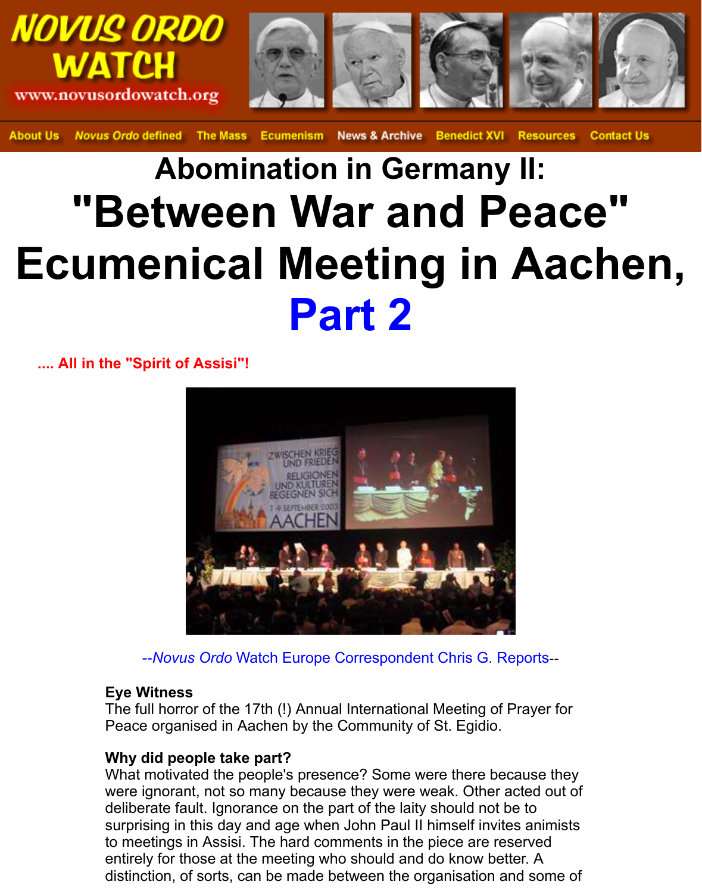NOVUS ORDO WATCH
www.novusordowatch.org

About Us | *Novus Ordo* defined | The Mass | Ecumenism | News & Archive | Benedict XVI | Resources | Contact Us

# Abomination in Germany II:

# "Between War and Peace" Ecumenical Meeting in Aachen, Part 2

**.... All in the "Spirit of Assisi"!**

--*Novus Ordo* Watch Europe Correspondent Chris G. Reports--

**Eye Witness**
The full horror of the 17th (!) Annual International Meeting of Prayer for Peace organised in Aachen by the Community of St. Egidio.

**Why did people take part?**
What motivated the people's presence? Some were there because they were ignorant, not so many because they were weak. Other acted out of deliberate fault. Ignorance on the part of the laity should not be to surprising in this day and age when John Paul II himself invites animists to meetings in Assisi. The hard comments in the piece are reserved entirely for those at the meeting who should and do know better. A distinction, of sorts, can be made between the organisation and some of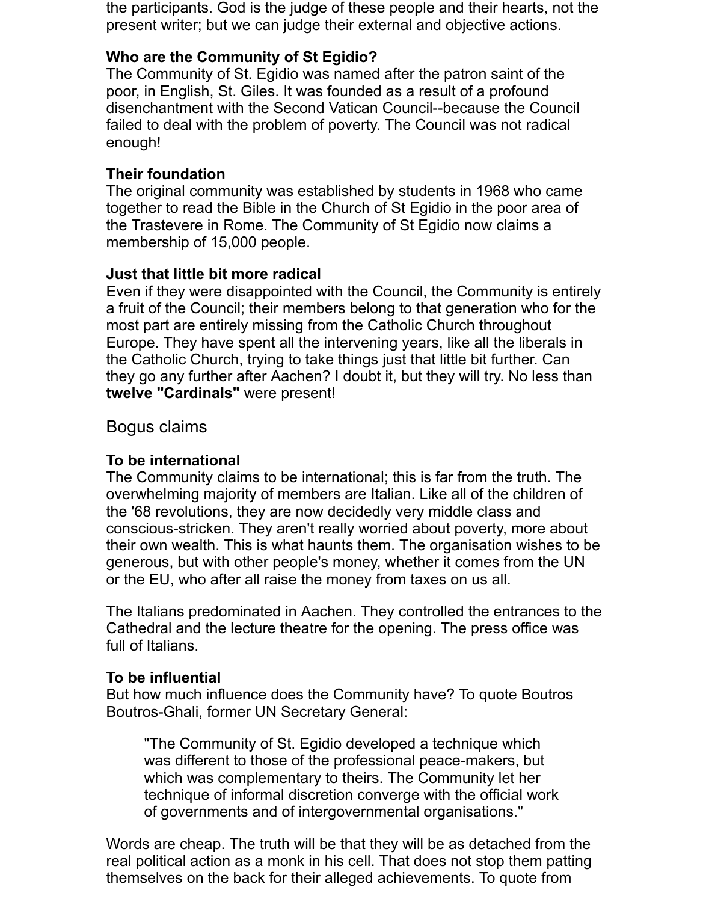the participants. God is the judge of these people and their hearts, not the present writer; but we can judge their external and objective actions.

**Who are the Community of St Egidio?**
The Community of St. Egidio was named after the patron saint of the poor, in English, St. Giles. It was founded as a result of a profound disenchantment with the Second Vatican Council--because the Council failed to deal with the problem of poverty. The Council was not radical enough!

**Their foundation**
The original community was established by students in 1968 who came together to read the Bible in the Church of St Egidio in the poor area of the Trastevere in Rome. The Community of St Egidio now claims a membership of 15,000 people.

**Just that little bit more radical**
Even if they were disappointed with the Council, the Community is entirely a fruit of the Council; their members belong to that generation who for the most part are entirely missing from the Catholic Church throughout Europe. They have spent all the intervening years, like all the liberals in the Catholic Church, trying to take things just that little bit further. Can they go any further after Aachen? I doubt it, but they will try. No less than **twelve "Cardinals"** were present!

## Bogus claims

**To be international**
The Community claims to be international; this is far from the truth. The overwhelming majority of members are Italian. Like all of the children of the '68 revolutions, they are now decidedly very middle class and conscious-stricken. They aren't really worried about poverty, more about their own wealth. This is what haunts them. The organisation wishes to be generous, but with other people's money, whether it comes from the UN or the EU, who after all raise the money from taxes on us all.

The Italians predominated in Aachen. They controlled the entrances to the Cathedral and the lecture theatre for the opening. The press office was full of Italians.

**To be influential**
But how much influence does the Community have? To quote Boutros Boutros-Ghali, former UN Secretary General:

> "The Community of St. Egidio developed a technique which was different to those of the professional peace-makers, but which was complementary to theirs. The Community let her technique of informal discretion converge with the official work of governments and of intergovernmental organisations."

Words are cheap. The truth will be that they will be as detached from the real political action as a monk in his cell. That does not stop them patting themselves on the back for their alleged achievements. To quote from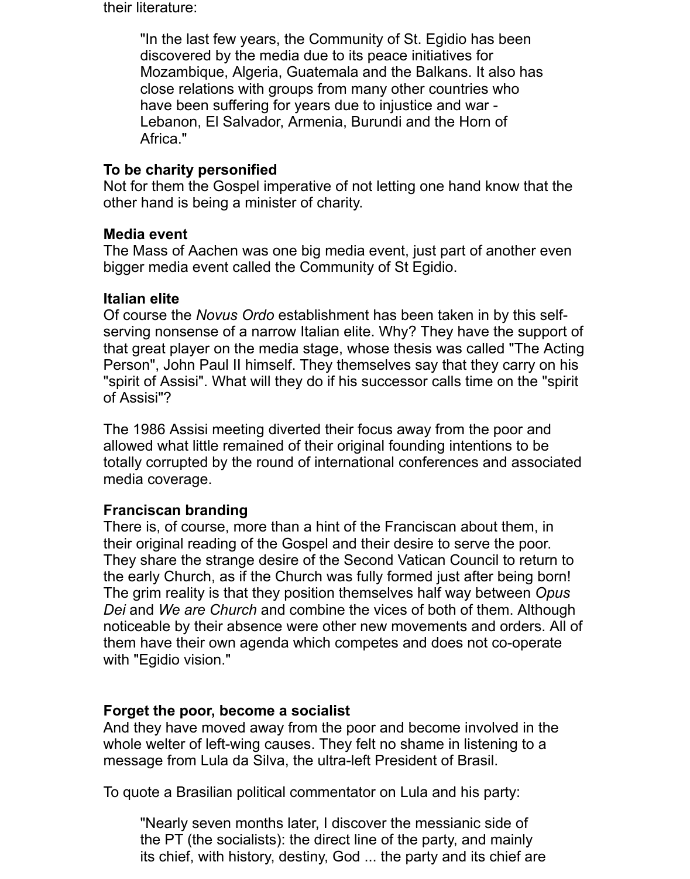their literature:

> "In the last few years, the Community of St. Egidio has been discovered by the media due to its peace initiatives for Mozambique, Algeria, Guatemala and the Balkans. It also has close relations with groups from many other countries who have been suffering for years due to injustice and war - Lebanon, El Salvador, Armenia, Burundi and the Horn of Africa."

**To be charity personified**
Not for them the Gospel imperative of not letting one hand know that the other hand is being a minister of charity.

**Media event**
The Mass of Aachen was one big media event, just part of another even bigger media event called the Community of St Egidio.

**Italian elite**
Of course the *Novus Ordo* establishment has been taken in by this self-serving nonsense of a narrow Italian elite. Why? They have the support of that great player on the media stage, whose thesis was called "The Acting Person", John Paul II himself. They themselves say that they carry on his "spirit of Assisi". What will they do if his successor calls time on the "spirit of Assisi"?

The 1986 Assisi meeting diverted their focus away from the poor and allowed what little remained of their original founding intentions to be totally corrupted by the round of international conferences and associated media coverage.

**Franciscan branding**
There is, of course, more than a hint of the Franciscan about them, in their original reading of the Gospel and their desire to serve the poor. They share the strange desire of the Second Vatican Council to return to the early Church, as if the Church was fully formed just after being born! The grim reality is that they position themselves half way between *Opus Dei* and *We are Church* and combine the vices of both of them. Although noticeable by their absence were other new movements and orders. All of them have their own agenda which competes and does not co-operate with "Egidio vision."

**Forget the poor, become a socialist**
And they have moved away from the poor and become involved in the whole welter of left-wing causes. They felt no shame in listening to a message from Lula da Silva, the ultra-left President of Brasil.

To quote a Brasilian political commentator on Lula and his party:

> "Nearly seven months later, I discover the messianic side of the PT (the socialists): the direct line of the party, and mainly its chief, with history, destiny, God ... the party and its chief are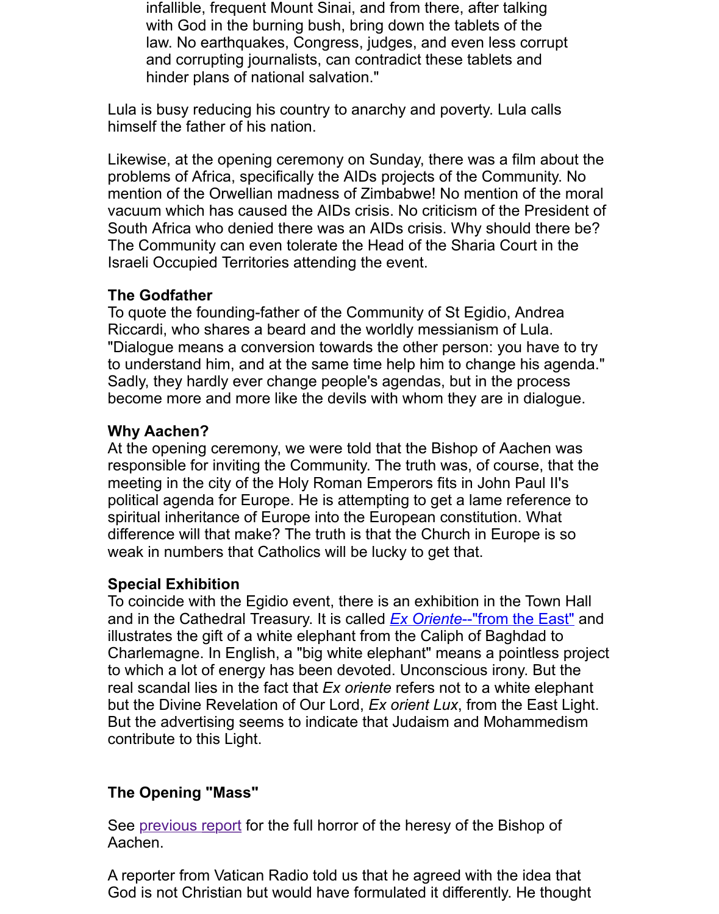> infallible, frequent Mount Sinai, and from there, after talking with God in the burning bush, bring down the tablets of the law. No earthquakes, Congress, judges, and even less corrupt and corrupting journalists, can contradict these tablets and hinder plans of national salvation."

Lula is busy reducing his country to anarchy and poverty. Lula calls himself the father of his nation.

Likewise, at the opening ceremony on Sunday, there was a film about the problems of Africa, specifically the AIDs projects of the Community. No mention of the Orwellian madness of Zimbabwe! No mention of the moral vacuum which has caused the AIDs crisis. No criticism of the President of South Africa who denied there was an AIDs crisis. Why should there be? The Community can even tolerate the Head of the Sharia Court in the Israeli Occupied Territories attending the event.

**The Godfather**

To quote the founding-father of the Community of St Egidio, Andrea Riccardi, who shares a beard and the worldly messianism of Lula. "Dialogue means a conversion towards the other person: you have to try to understand him, and at the same time help him to change his agenda." Sadly, they hardly ever change people's agendas, but in the process become more and more like the devils with whom they are in dialogue.

**Why Aachen?**

At the opening ceremony, we were told that the Bishop of Aachen was responsible for inviting the Community. The truth was, of course, that the meeting in the city of the Holy Roman Emperors fits in John Paul II's political agenda for Europe. He is attempting to get a lame reference to spiritual inheritance of Europe into the European constitution. What difference will that make? The truth is that the Church in Europe is so weak in numbers that Catholics will be lucky to get that.

**Special Exhibition**

To coincide with the Egidio event, there is an exhibition in the Town Hall and in the Cathedral Treasury. It is called *Ex Oriente*--"from the East" and illustrates the gift of a white elephant from the Caliph of Baghdad to Charlemagne. In English, a "big white elephant" means a pointless project to which a lot of energy has been devoted. Unconscious irony. But the real scandal lies in the fact that *Ex oriente* refers not to a white elephant but the Divine Revelation of Our Lord, *Ex orient Lux*, from the East Light. But the advertising seems to indicate that Judaism and Mohammedism contribute to this Light.

**The Opening "Mass"**

See previous report for the full horror of the heresy of the Bishop of Aachen.

A reporter from Vatican Radio told us that he agreed with the idea that God is not Christian but would have formulated it differently. He thought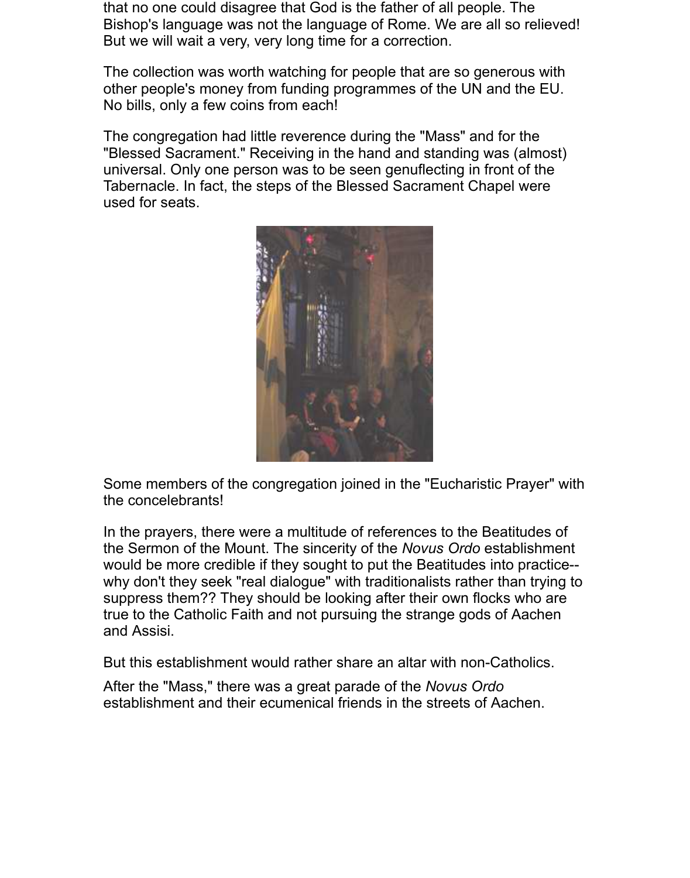that no one could disagree that God is the father of all people. The Bishop's language was not the language of Rome. We are all so relieved! But we will wait a very, very long time for a correction.

The collection was worth watching for people that are so generous with other people's money from funding programmes of the UN and the EU. No bills, only a few coins from each!

The congregation had little reverence during the "Mass" and for the "Blessed Sacrament." Receiving in the hand and standing was (almost) universal. Only one person was to be seen genuflecting in front of the Tabernacle. In fact, the steps of the Blessed Sacrament Chapel were used for seats.

Some members of the congregation joined in the "Eucharistic Prayer" with the concelebrants!

In the prayers, there were a multitude of references to the Beatitudes of the Sermon of the Mount. The sincerity of the *Novus Ordo* establishment would be more credible if they sought to put the Beatitudes into practice--why don't they seek "real dialogue" with traditionalists rather than trying to suppress them?? They should be looking after their own flocks who are true to the Catholic Faith and not pursuing the strange gods of Aachen and Assisi.

But this establishment would rather share an altar with non-Catholics.

After the "Mass," there was a great parade of the *Novus Ordo* establishment and their ecumenical friends in the streets of Aachen.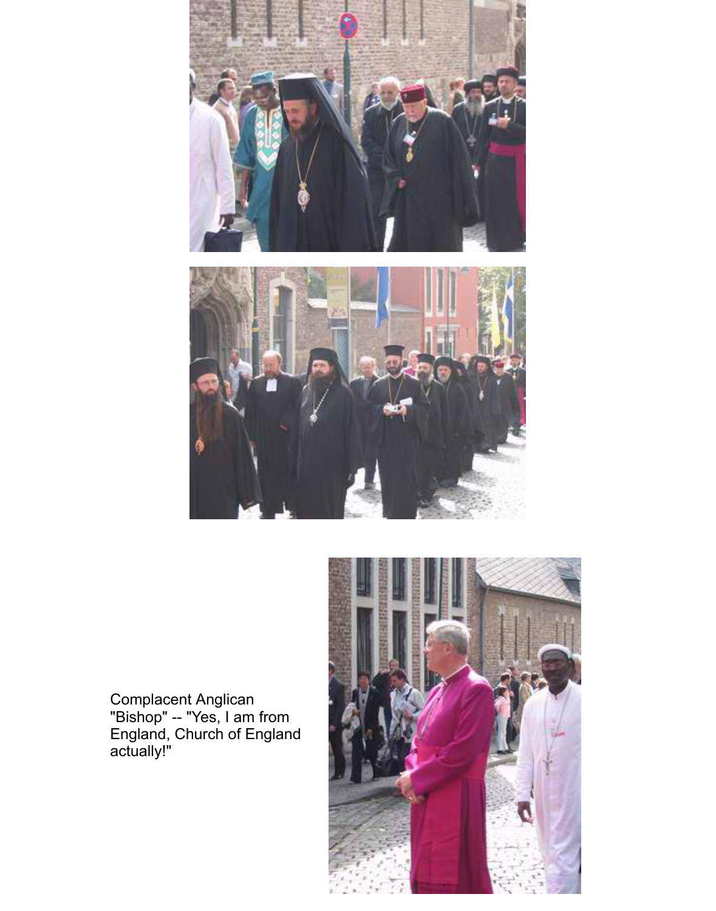Complacent Anglican "Bishop" -- "Yes, I am from England, Church of England actually!"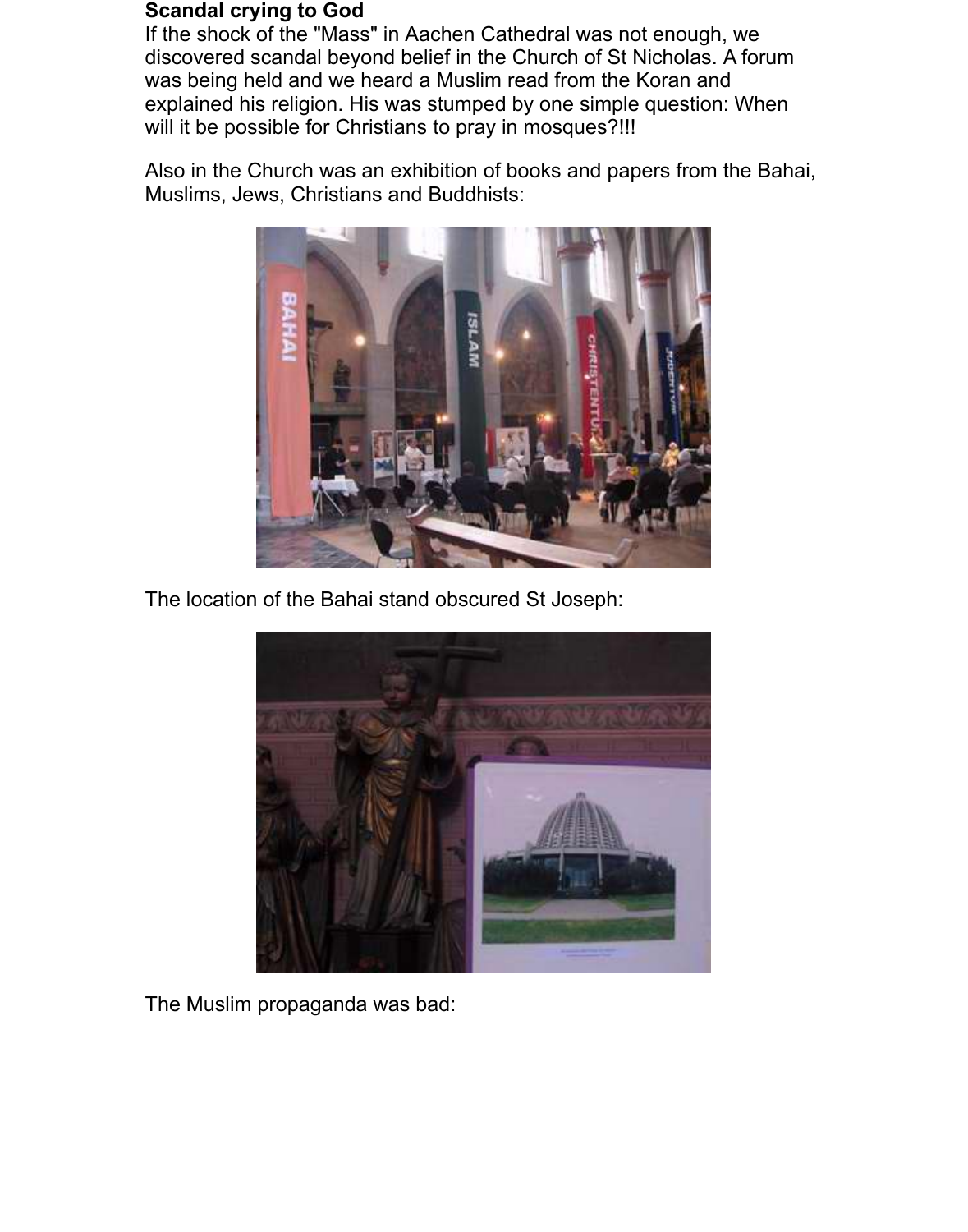**Scandal crying to God**

If the shock of the "Mass" in Aachen Cathedral was not enough, we discovered scandal beyond belief in the Church of St Nicholas. A forum was being held and we heard a Muslim read from the Koran and explained his religion. His was stumped by one simple question: When will it be possible for Christians to pray in mosques?!!!

Also in the Church was an exhibition of books and papers from the Bahai, Muslims, Jews, Christians and Buddhists:

The location of the Bahai stand obscured St Joseph:

The Muslim propaganda was bad: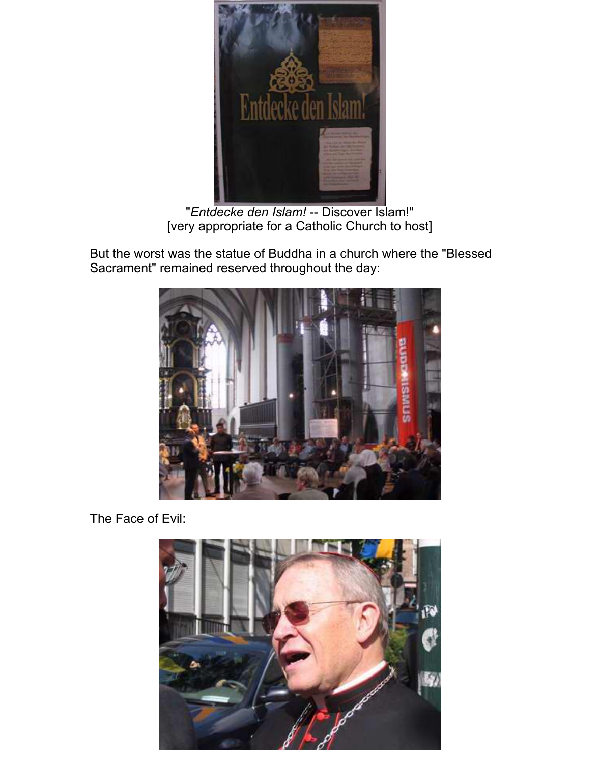"*Entdecke den Islam!* -- Discover Islam!"
[very appropriate for a Catholic Church to host]

But the worst was the statue of Buddha in a church where the "Blessed Sacrament" remained reserved throughout the day:

The Face of Evil: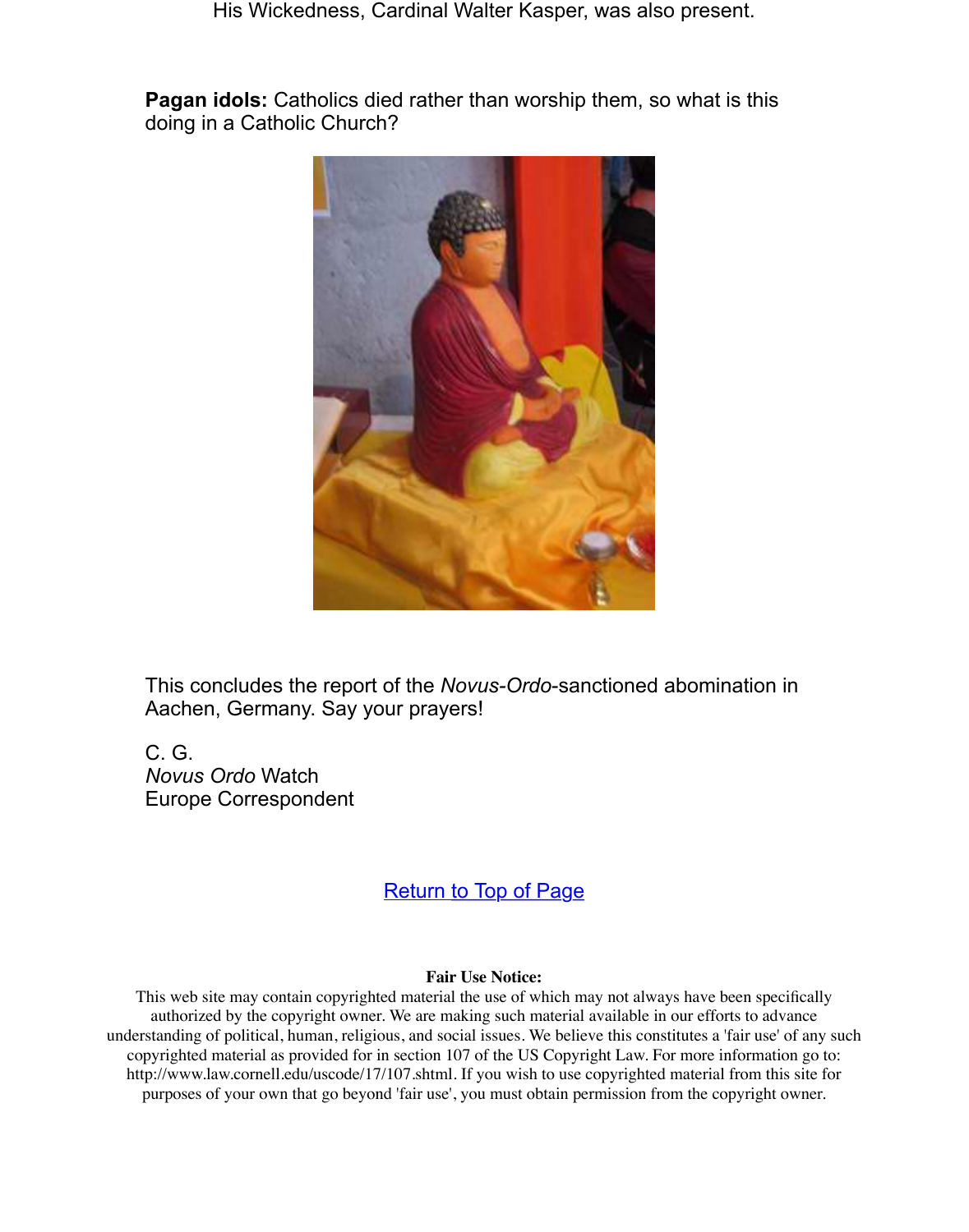His Wickedness, Cardinal Walter Kasper, was also present.

**Pagan idols:** Catholics died rather than worship them, so what is this doing in a Catholic Church?

This concludes the report of the *Novus-Ordo*-sanctioned abomination in Aachen, Germany. Say your prayers!

C. G.
*Novus Ordo* Watch
Europe Correspondent

Return to Top of Page

**Fair Use Notice:**
This web site may contain copyrighted material the use of which may not always have been specifically authorized by the copyright owner. We are making such material available in our efforts to advance understanding of political, human, religious, and social issues. We believe this constitutes a 'fair use' of any such copyrighted material as provided for in section 107 of the US Copyright Law. For more information go to: http://www.law.cornell.edu/uscode/17/107.shtml. If you wish to use copyrighted material from this site for purposes of your own that go beyond 'fair use', you must obtain permission from the copyright owner.